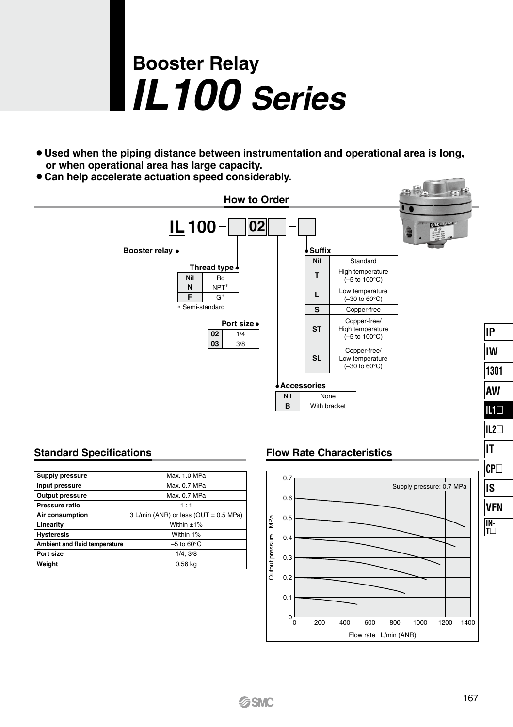# Booster Relay
# *IL100 Series*

- **Used when the piping distance between instrumentation and operational area is long, or when operational area has large capacity.**
- **Can help accelerate actuation speed considerably.**

## How to Order

**IL 100 – [ ] 02 [ ] – [ ]**

**Booster relay** — IL

**Thread type**

| | |
|---|---|
| Nil | Rc |
| N | NPT* |
| F | G* |

* Semi-standard

**Port size**

| | |
|---|---|
| 02 | 1/4 |
| 03 | 3/8 |

**Accessories**

| | |
|---|---|
| Nil | None |
| B | With bracket |

**Suffix**

| | |
|---|---|
| Nil | Standard |
| T | High temperature (–5 to 100°C) |
| L | Low temperature (–30 to 60°C) |
| S | Copper-free |
| ST | Copper-free/ High temperature (–5 to 100°C) |
| SL | Copper-free/ Low temperature (–30 to 60°C) |

## Standard Specifications

| | |
|---|---|
| Supply pressure | Max. 1.0 MPa |
| Input pressure | Max. 0.7 MPa |
| Output pressure | Max. 0.7 MPa |
| Pressure ratio | 1 : 1 |
| Air consumption | 3 L/min (ANR) or less (OUT = 0.5 MPa) |
| Linearity | Within ±1% |
| Hysteresis | Within 1% |
| Ambient and fluid temperature | –5 to 60°C |
| Port size | 1/4, 3/8 |
| Weight | 0.56 kg |

## Flow Rate Characteristics

Supply pressure: 0.7 MPa

Output pressure MPa (0 to 0.7) vs. Flow rate L/min (ANR) (0 to 1400)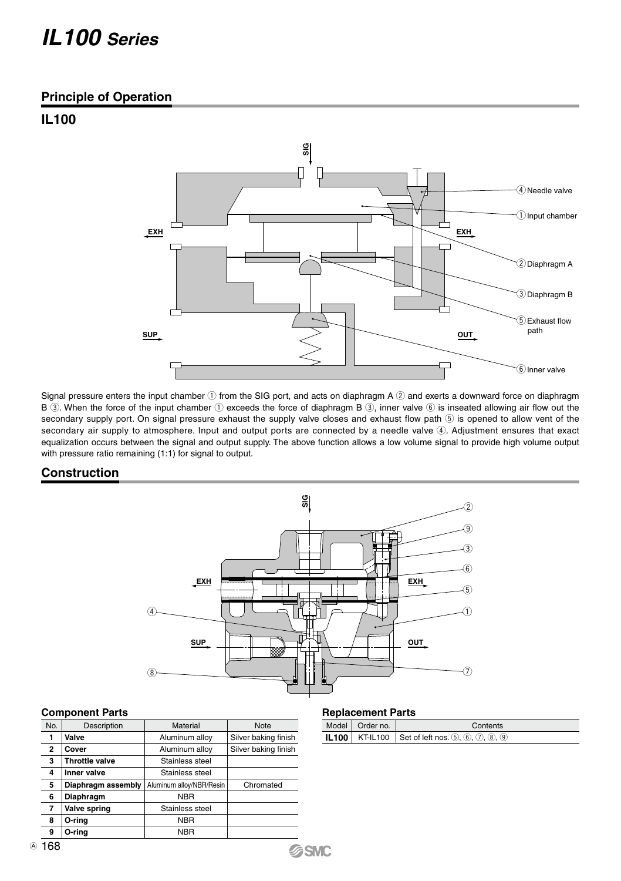# IL100 Series

## Principle of Operation

### IL100

Signal pressure enters the input chamber ① from the SIG port, and acts on diaphragm A ② and exerts a downward force on diaphragm B ③. When the force of the input chamber ① exceeds the force of diaphragm B ③, inner valve ⑥ is inseated allowing air flow out the secondary supply port. On signal pressure exhaust the supply valve closes and exhaust flow path ⑤ is opened to allow vent of the secondary air supply to atmosphere. Input and output ports are connected by a needle valve ④. Adjustment ensures that exact equalization occurs between the signal and output supply. The above function allows a low volume signal to provide high volume output with pressure ratio remaining (1:1) for signal to output.

## Construction

### Component Parts

| No. | Description | Material | Note |
|---|---|---|---|
| 1 | **Valve** | Aluminum alloy | Silver baking finish |
| 2 | **Cover** | Aluminum alloy | Silver baking finish |
| 3 | **Throttle valve** | Stainless steel | |
| 4 | **Inner valve** | Stainless steel | |
| 5 | **Diaphragm assembly** | Aluminum alloy/NBR/Resin | Chromated |
| 6 | **Diaphragm** | NBR | |
| 7 | **Valve spring** | Stainless steel | |
| 8 | **O-ring** | NBR | |
| 9 | **O-ring** | NBR | |

### Replacement Parts

| Model | Order no. | Contents |
|---|---|---|
| **IL100** | KT-IL100 | Set of left nos. ⑤, ⑥, ⑦, ⑧, ⑨ |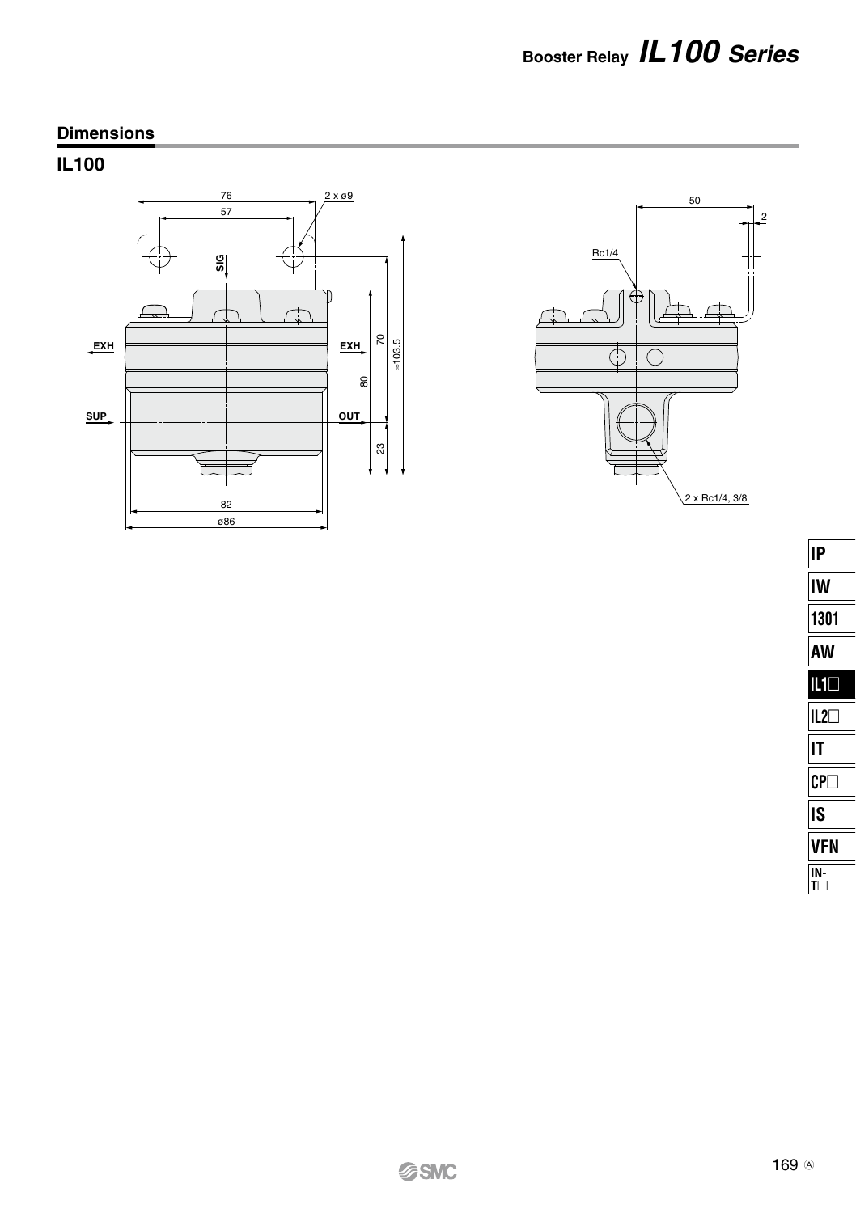## Dimensions

### IL100

76

57

2 x ø9

SIG

EXH

EXH

SUP

OUT

70

80

≈103.5

23

82

ø86

50

2

Rc1/4

2 x Rc1/4, 3/8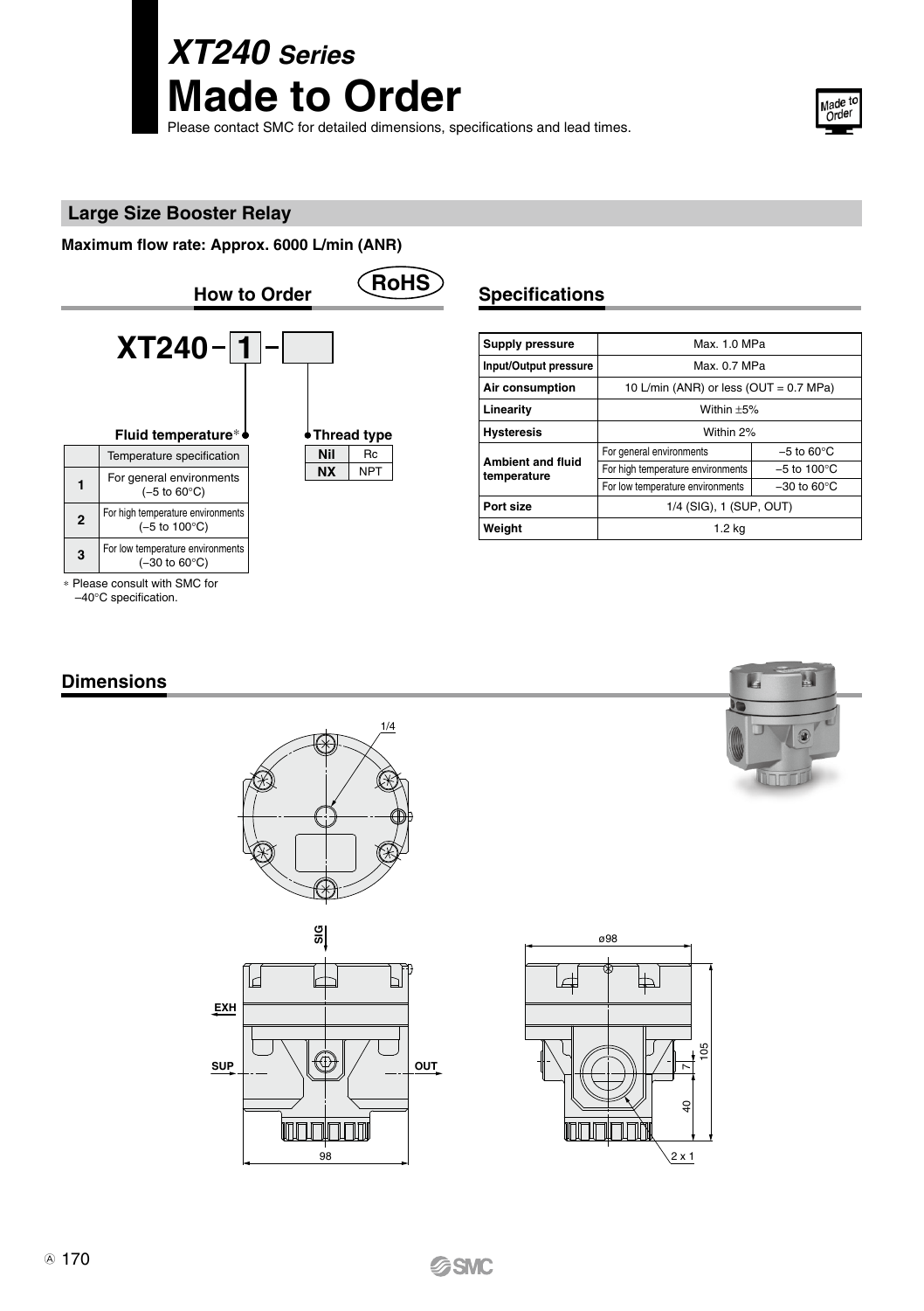# *XT240 Series*
# Made to Order

Please contact SMC for detailed dimensions, specifications and lead times.

Made to Order

## Large Size Booster Relay

**Maximum flow rate: Approx. 6000 L/min (ANR)**

### How to Order

RoHS

**XT240 – 1 – [ ]**

**Fluid temperature***

| | Temperature specification |
|---|---|
| **1** | For general environments (–5 to 60°C) |
| **2** | For high temperature environments (–5 to 100°C) |
| **3** | For low temperature environments (–30 to 60°C) |

* Please consult with SMC for –40°C specification.

**Thread type**

| | |
|---|---|
| **Nil** | Rc |
| **NX** | NPT |

### Specifications

| | | |
|---|---|---|
| **Supply pressure** | Max. 1.0 MPa | |
| **Input/Output pressure** | Max. 0.7 MPa | |
| **Air consumption** | 10 L/min (ANR) or less (OUT = 0.7 MPa) | |
| **Linearity** | Within ±5% | |
| **Hysteresis** | Within 2% | |
| **Ambient and fluid temperature** | For general environments | –5 to 60°C |
| | For high temperature environments | –5 to 100°C |
| | For low temperature environments | –30 to 60°C |
| **Port size** | 1/4 (SIG), 1 (SUP, OUT) | |
| **Weight** | 1.2 kg | |

### Dimensions

1/4

SIG

EXH

SUP

OUT

98

ø98

7

105

40

2 x 1